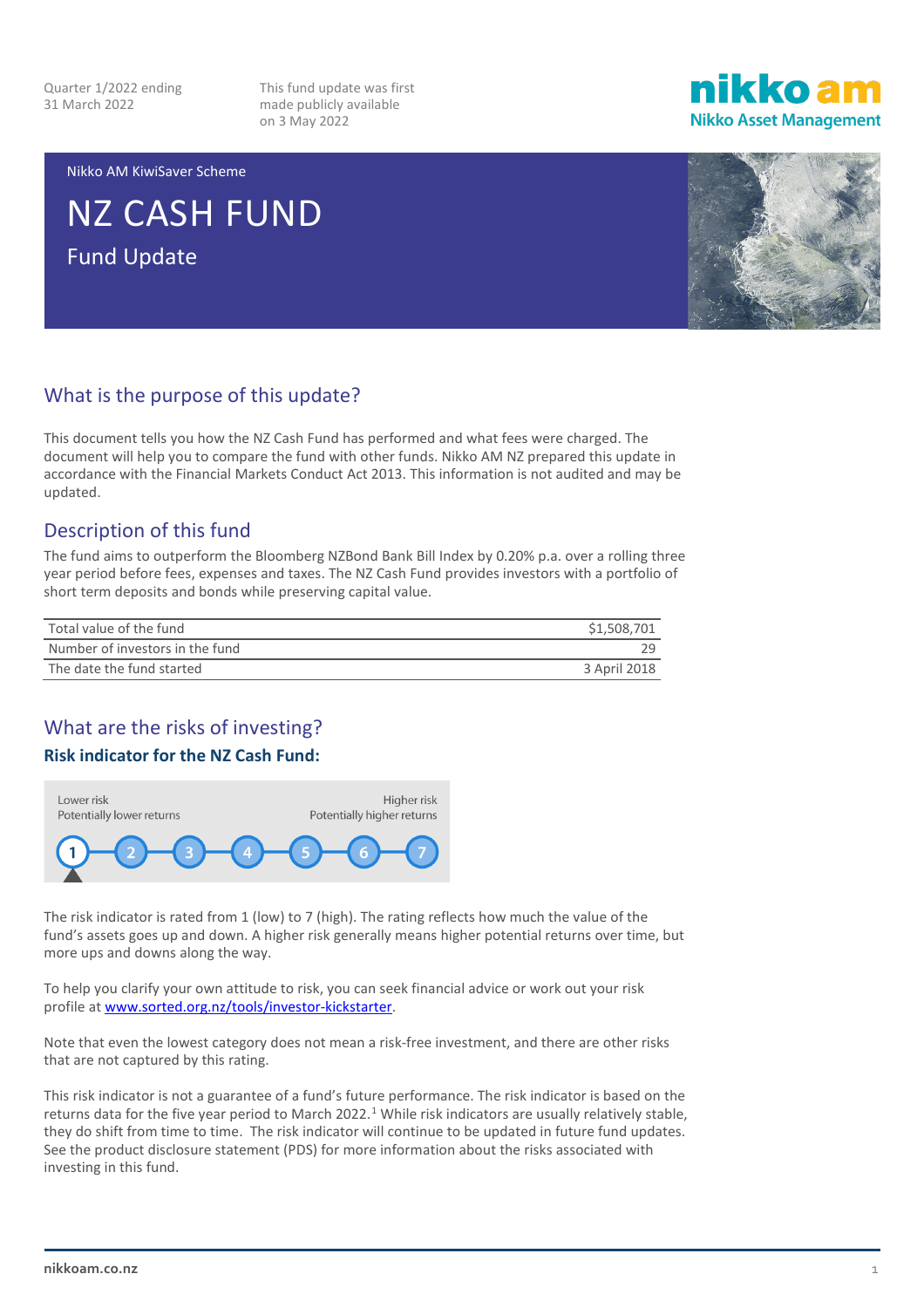Quarter 1/2022 ending 31 March 2022

This fund update was first made publicly available on 3 May 2022

Nikko AM KiwiSaver Scheme

# NZ CASH FUND

## Fund Update

## What is the purpose of this update?

This document tells you how the NZ Cash Fund has performed and what fees were charged. The document will help you to compare the fund with other funds. Nikko AM NZ prepared this update in accordance with the Financial Markets Conduct Act 2013. This information is not audited and may be updated.

## Description of this fund

The fund aims to outperform the Bloomberg NZBond Bank Bill Index by 0.20% p.a. over a rolling three year period before fees, expenses and taxes. The NZ Cash Fund provides investors with a portfolio of short term deposits and bonds while preserving capital value.

| | |
|---|---:|
| Total value of the fund | $1,508,701 |
| Number of investors in the fund | 29 |
| The date the fund started | 3 April 2018 |

## What are the risks of investing?

### Risk indicator for the NZ Cash Fund:

Lower risk — Potentially lower returns | Higher risk — Potentially higher returns

**1** 2 3 4 5 6 7

The risk indicator is rated from 1 (low) to 7 (high). The rating reflects how much the value of the fund's assets goes up and down. A higher risk generally means higher potential returns over time, but more ups and downs along the way.

To help you clarify your own attitude to risk, you can seek financial advice or work out your risk profile at www.sorted.org.nz/tools/investor-kickstarter.

Note that even the lowest category does not mean a risk-free investment, and there are other risks that are not captured by this rating.

This risk indicator is not a guarantee of a fund's future performance. The risk indicator is based on the returns data for the five year period to March 2022.[1] While risk indicators are usually relatively stable, they do shift from time to time. The risk indicator will continue to be updated in future fund updates. See the product disclosure statement (PDS) for more information about the risks associated with investing in this fund.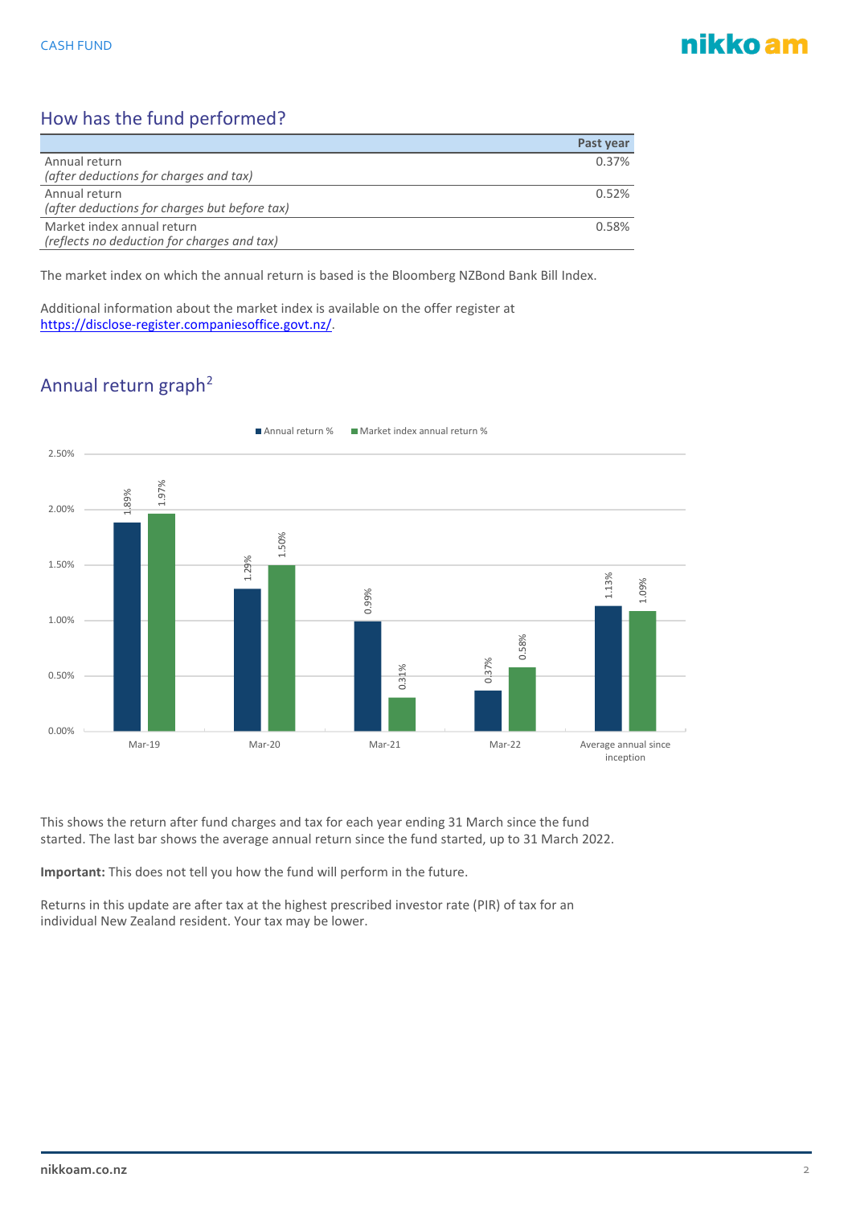## How has the fund performed?

| | Past year |
|---|---|
| Annual return<br>*(after deductions for charges and tax)* | 0.37% |
| Annual return<br>*(after deductions for charges but before tax)* | 0.52% |
| Market index annual return<br>*(reflects no deduction for charges and tax)* | 0.58% |

The market index on which the annual return is based is the Bloomberg NZBond Bank Bill Index.

Additional information about the market index is available on the offer register at https://disclose-register.companiesoffice.govt.nz/.

## Annual return graph[2]

| | Annual return % | Market index annual return % |
|---|---|---|
| Mar-19 | 1.89% | 1.97% |
| Mar-20 | 1.29% | 1.50% |
| Mar-21 | 0.99% | 0.31% |
| Mar-22 | 0.37% | 0.58% |
| Average annual since inception | 1.13% | 1.09% |

This shows the return after fund charges and tax for each year ending 31 March since the fund started. The last bar shows the average annual return since the fund started, up to 31 March 2022.

**Important:** This does not tell you how the fund will perform in the future.

Returns in this update are after tax at the highest prescribed investor rate (PIR) of tax for an individual New Zealand resident. Your tax may be lower.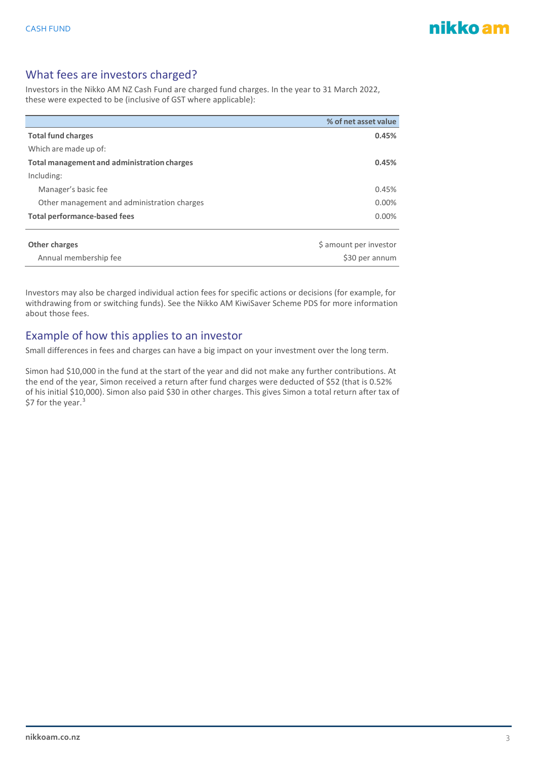## What fees are investors charged?

Investors in the Nikko AM NZ Cash Fund are charged fund charges. In the year to 31 March 2022, these were expected to be (inclusive of GST where applicable):

| | % of net asset value |
|---|---|
| **Total fund charges** | **0.45%** |
| Which are made up of: | |
| **Total management and administration charges** | **0.45%** |
| Including: | |
| Manager's basic fee | 0.45% |
| Other management and administration charges | 0.00% |
| **Total performance-based fees** | 0.00% |
| | |
| **Other charges** | $ amount per investor |
| Annual membership fee | $30 per annum |

Investors may also be charged individual action fees for specific actions or decisions (for example, for withdrawing from or switching funds). See the Nikko AM KiwiSaver Scheme PDS for more information about those fees.

## Example of how this applies to an investor

Small differences in fees and charges can have a big impact on your investment over the long term.

Simon had $10,000 in the fund at the start of the year and did not make any further contributions. At the end of the year, Simon received a return after fund charges were deducted of $52 (that is 0.52% of his initial $10,000). Simon also paid $30 in other charges. This gives Simon a total return after tax of $7 for the year.[3]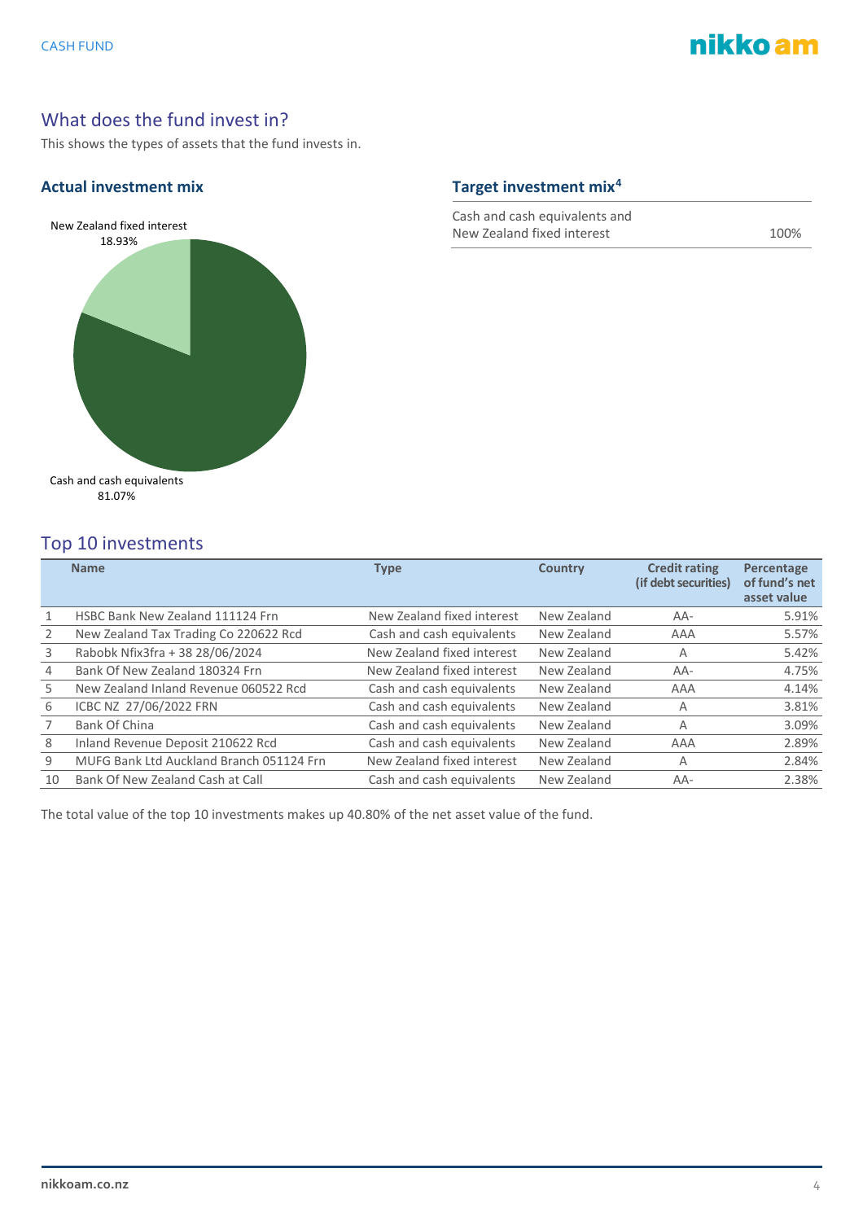## What does the fund invest in?

This shows the types of assets that the fund invests in.

### Actual investment mix

New Zealand fixed interest 18.93%

Cash and cash equivalents 81.07%

### Target investment mix[4]

| | |
|---|---|
| Cash and cash equivalents and New Zealand fixed interest | 100% |

## Top 10 investments

| | Name | Type | Country | Credit rating (if debt securities) | Percentage of fund's net asset value |
|---|---|---|---|---|---|
| 1 | HSBC Bank New Zealand 111124 Frn | New Zealand fixed interest | New Zealand | AA- | 5.91% |
| 2 | New Zealand Tax Trading Co 220622 Rcd | Cash and cash equivalents | New Zealand | AAA | 5.57% |
| 3 | Rabobk Nfix3fra + 38 28/06/2024 | New Zealand fixed interest | New Zealand | A | 5.42% |
| 4 | Bank Of New Zealand 180324 Frn | New Zealand fixed interest | New Zealand | AA- | 4.75% |
| 5 | New Zealand Inland Revenue 060522 Rcd | Cash and cash equivalents | New Zealand | AAA | 4.14% |
| 6 | ICBC NZ 27/06/2022 FRN | Cash and cash equivalents | New Zealand | A | 3.81% |
| 7 | Bank Of China | Cash and cash equivalents | New Zealand | A | 3.09% |
| 8 | Inland Revenue Deposit 210622 Rcd | Cash and cash equivalents | New Zealand | AAA | 2.89% |
| 9 | MUFG Bank Ltd Auckland Branch 051124 Frn | New Zealand fixed interest | New Zealand | A | 2.84% |
| 10 | Bank Of New Zealand Cash at Call | Cash and cash equivalents | New Zealand | AA- | 2.38% |

The total value of the top 10 investments makes up 40.80% of the net asset value of the fund.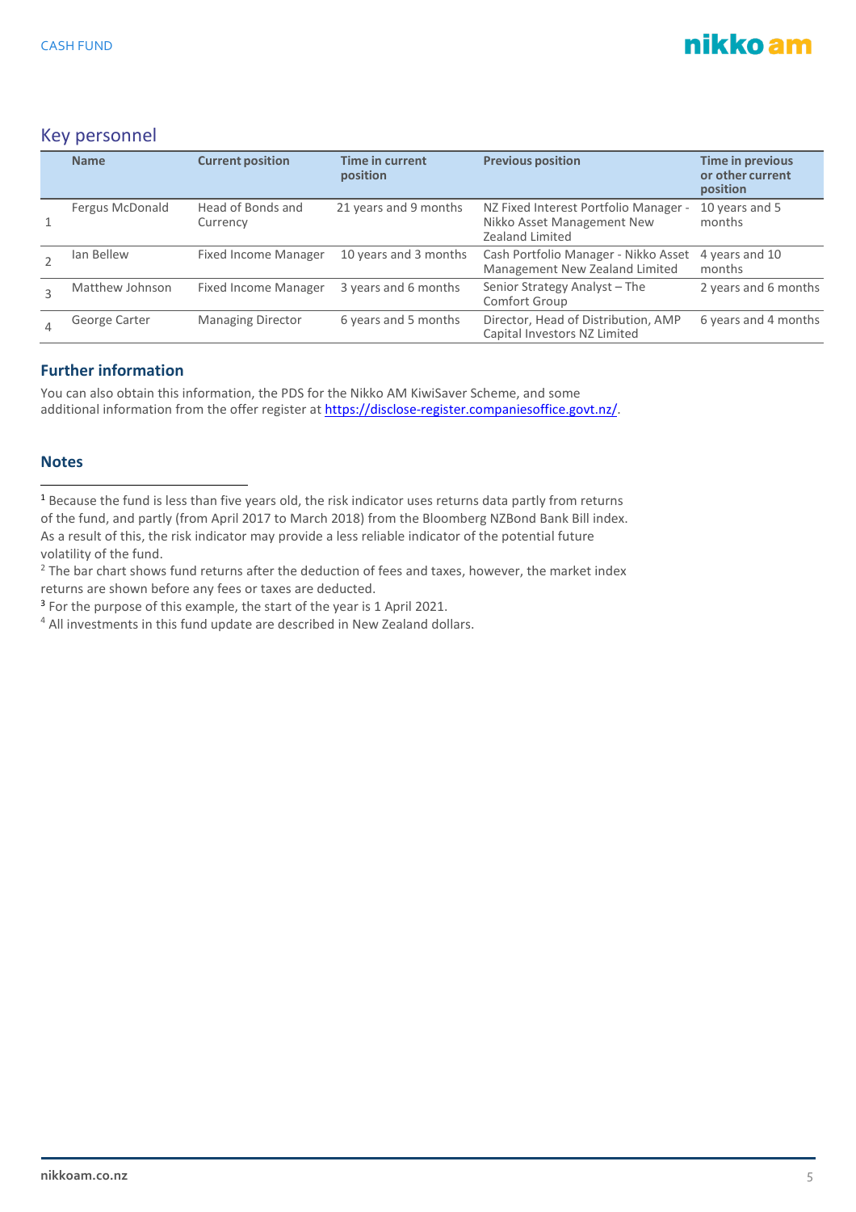## Key personnel

| | Name | Current position | Time in current position | Previous position | Time in previous or other current position |
|---|---|---|---|---|---|
| 1 | Fergus McDonald | Head of Bonds and Currency | 21 years and 9 months | NZ Fixed Interest Portfolio Manager - Nikko Asset Management New Zealand Limited | 10 years and 5 months |
| 2 | Ian Bellew | Fixed Income Manager | 10 years and 3 months | Cash Portfolio Manager - Nikko Asset Management New Zealand Limited | 4 years and 10 months |
| 3 | Matthew Johnson | Fixed Income Manager | 3 years and 6 months | Senior Strategy Analyst – The Comfort Group | 2 years and 6 months |
| 4 | George Carter | Managing Director | 6 years and 5 months | Director, Head of Distribution, AMP Capital Investors NZ Limited | 6 years and 4 months |

### Further information

You can also obtain this information, the PDS for the Nikko AM KiwiSaver Scheme, and some additional information from the offer register at https://disclose-register.companiesoffice.govt.nz/.

### Notes

[1] Because the fund is less than five years old, the risk indicator uses returns data partly from returns of the fund, and partly (from April 2017 to March 2018) from the Bloomberg NZBond Bank Bill index. As a result of this, the risk indicator may provide a less reliable indicator of the potential future volatility of the fund.

[2] The bar chart shows fund returns after the deduction of fees and taxes, however, the market index returns are shown before any fees or taxes are deducted.

[3] For the purpose of this example, the start of the year is 1 April 2021.

[4] All investments in this fund update are described in New Zealand dollars.